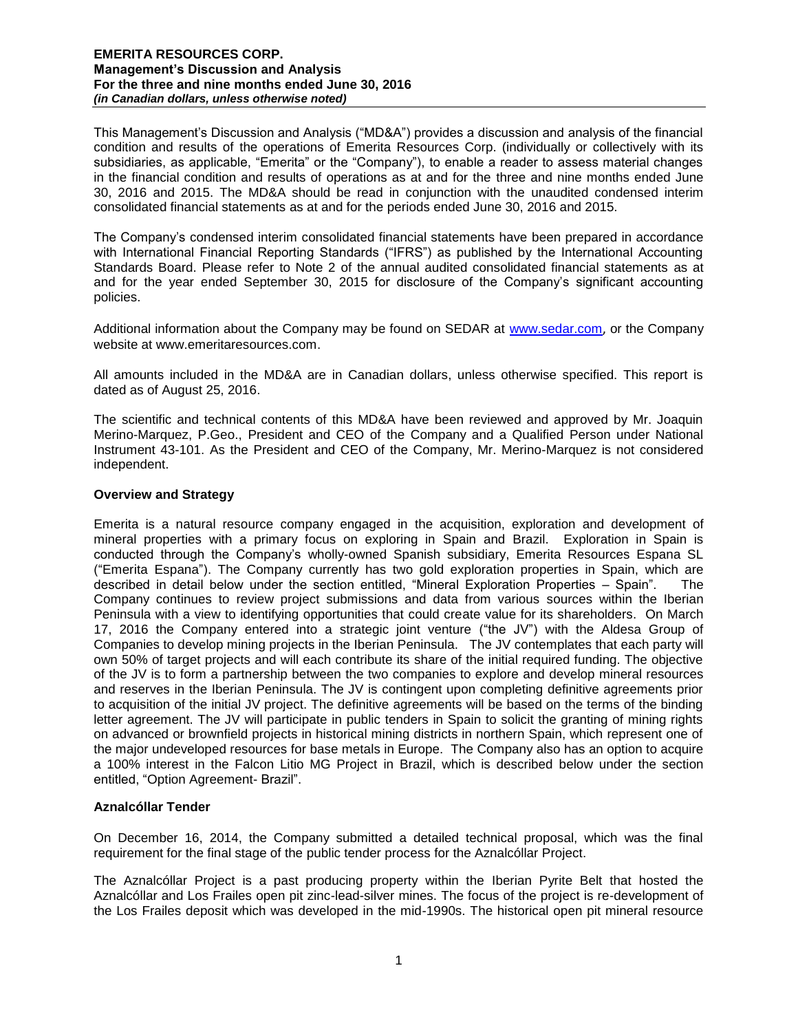This Management's Discussion and Analysis ("MD&A") provides a discussion and analysis of the financial condition and results of the operations of Emerita Resources Corp. (individually or collectively with its subsidiaries, as applicable, "Emerita" or the "Company"), to enable a reader to assess material changes in the financial condition and results of operations as at and for the three and nine months ended June 30, 2016 and 2015. The MD&A should be read in conjunction with the unaudited condensed interim consolidated financial statements as at and for the periods ended June 30, 2016 and 2015.

The Company's condensed interim consolidated financial statements have been prepared in accordance with International Financial Reporting Standards ("IFRS") as published by the International Accounting Standards Board. Please refer to Note 2 of the annual audited consolidated financial statements as at and for the year ended September 30, 2015 for disclosure of the Company's significant accounting policies.

Additional information about the Company may be found on SEDAR at www.sedar.com, or the Company website at www.emeritaresources.com.

All amounts included in the MD&A are in Canadian dollars, unless otherwise specified. This report is dated as of August 25, 2016.

The scientific and technical contents of this MD&A have been reviewed and approved by Mr. Joaquin Merino-Marquez, P.Geo., President and CEO of the Company and a Qualified Person under National Instrument 43-101. As the President and CEO of the Company, Mr. Merino-Marquez is not considered independent.

## Overview and Strategy

Emerita is a natural resource company engaged in the acquisition, exploration and development of mineral properties with a primary focus on exploring in Spain and Brazil. Exploration in Spain is conducted through the Company's wholly-owned Spanish subsidiary, Emerita Resources Espana SL ("Emerita Espana"). The Company currently has two gold exploration properties in Spain, which are described in detail below under the section entitled, "Mineral Exploration Properties – Spain". The Company continues to review project submissions and data from various sources within the Iberian Peninsula with a view to identifying opportunities that could create value for its shareholders. On March 17, 2016 the Company entered into a strategic joint venture ("the JV") with the Aldesa Group of Companies to develop mining projects in the Iberian Peninsula. The JV contemplates that each party will own 50% of target projects and will each contribute its share of the initial required funding. The objective of the JV is to form a partnership between the two companies to explore and develop mineral resources and reserves in the Iberian Peninsula. The JV is contingent upon completing definitive agreements prior to acquisition of the initial JV project. The definitive agreements will be based on the terms of the binding letter agreement. The JV will participate in public tenders in Spain to solicit the granting of mining rights on advanced or brownfield projects in historical mining districts in northern Spain, which represent one of the major undeveloped resources for base metals in Europe. The Company also has an option to acquire a 100% interest in the Falcon Litio MG Project in Brazil, which is described below under the section entitled, "Option Agreement- Brazil".

## Aznalcóllar Tender

On December 16, 2014, the Company submitted a detailed technical proposal, which was the final requirement for the final stage of the public tender process for the Aznalcóllar Project.

The Aznalcóllar Project is a past producing property within the Iberian Pyrite Belt that hosted the Aznalcóllar and Los Frailes open pit zinc-lead-silver mines. The focus of the project is re-development of the Los Frailes deposit which was developed in the mid-1990s. The historical open pit mineral resource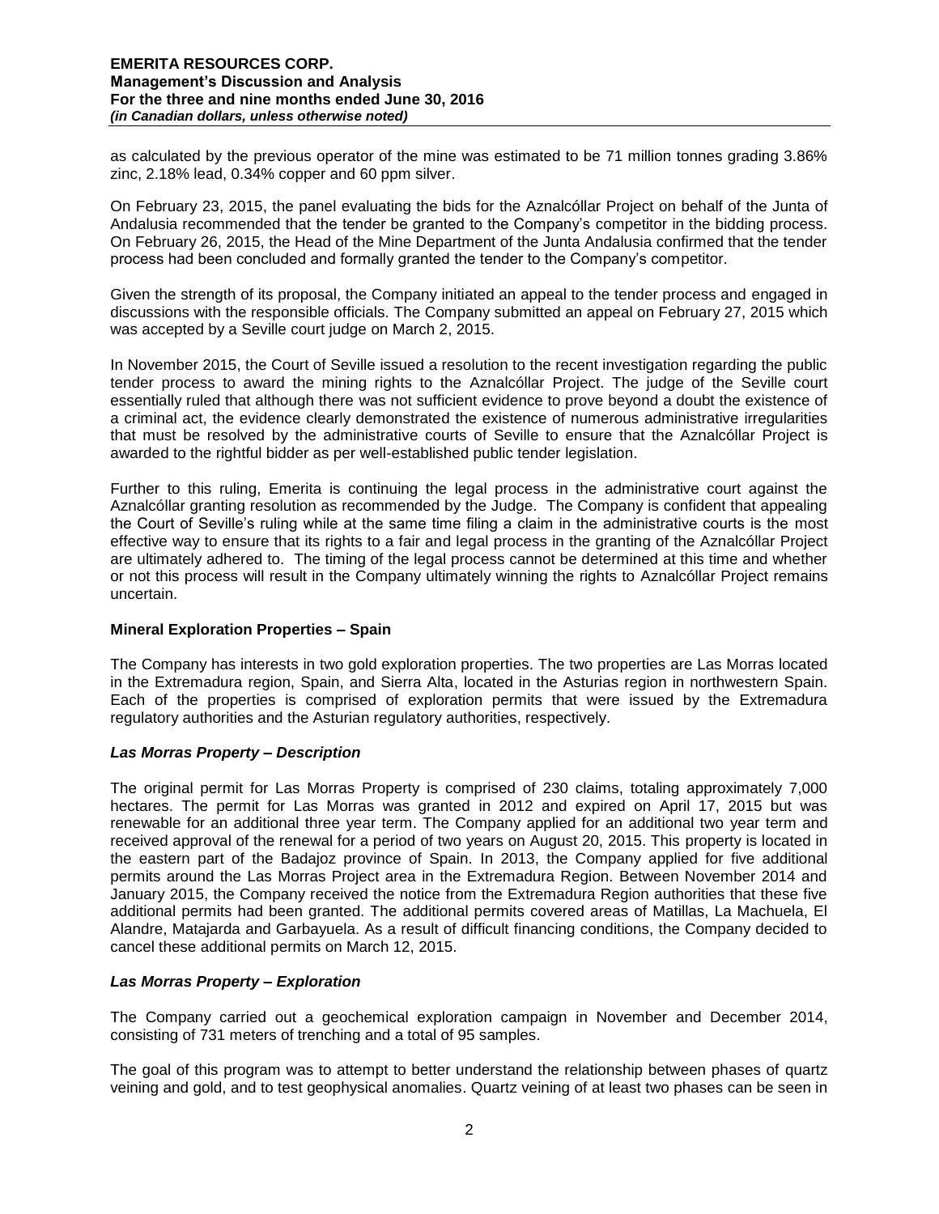as calculated by the previous operator of the mine was estimated to be 71 million tonnes grading 3.86% zinc, 2.18% lead, 0.34% copper and 60 ppm silver.

On February 23, 2015, the panel evaluating the bids for the Aznalcóllar Project on behalf of the Junta of Andalusia recommended that the tender be granted to the Company's competitor in the bidding process. On February 26, 2015, the Head of the Mine Department of the Junta Andalusia confirmed that the tender process had been concluded and formally granted the tender to the Company's competitor.

Given the strength of its proposal, the Company initiated an appeal to the tender process and engaged in discussions with the responsible officials. The Company submitted an appeal on February 27, 2015 which was accepted by a Seville court judge on March 2, 2015.

In November 2015, the Court of Seville issued a resolution to the recent investigation regarding the public tender process to award the mining rights to the Aznalcóllar Project. The judge of the Seville court essentially ruled that although there was not sufficient evidence to prove beyond a doubt the existence of a criminal act, the evidence clearly demonstrated the existence of numerous administrative irregularities that must be resolved by the administrative courts of Seville to ensure that the Aznalcóllar Project is awarded to the rightful bidder as per well-established public tender legislation.

Further to this ruling, Emerita is continuing the legal process in the administrative court against the Aznalcóllar granting resolution as recommended by the Judge. The Company is confident that appealing the Court of Seville's ruling while at the same time filing a claim in the administrative courts is the most effective way to ensure that its rights to a fair and legal process in the granting of the Aznalcóllar Project are ultimately adhered to. The timing of the legal process cannot be determined at this time and whether or not this process will result in the Company ultimately winning the rights to Aznalcóllar Project remains uncertain.

**Mineral Exploration Properties – Spain**

The Company has interests in two gold exploration properties. The two properties are Las Morras located in the Extremadura region, Spain, and Sierra Alta, located in the Asturias region in northwestern Spain. Each of the properties is comprised of exploration permits that were issued by the Extremadura regulatory authorities and the Asturian regulatory authorities, respectively.

***Las Morras Property – Description***

The original permit for Las Morras Property is comprised of 230 claims, totaling approximately 7,000 hectares. The permit for Las Morras was granted in 2012 and expired on April 17, 2015 but was renewable for an additional three year term. The Company applied for an additional two year term and received approval of the renewal for a period of two years on August 20, 2015. This property is located in the eastern part of the Badajoz province of Spain. In 2013, the Company applied for five additional permits around the Las Morras Project area in the Extremadura Region. Between November 2014 and January 2015, the Company received the notice from the Extremadura Region authorities that these five additional permits had been granted. The additional permits covered areas of Matillas, La Machuela, El Alandre, Matajarda and Garbayuela. As a result of difficult financing conditions, the Company decided to cancel these additional permits on March 12, 2015.

***Las Morras Property – Exploration***

The Company carried out a geochemical exploration campaign in November and December 2014, consisting of 731 meters of trenching and a total of 95 samples.

The goal of this program was to attempt to better understand the relationship between phases of quartz veining and gold, and to test geophysical anomalies. Quartz veining of at least two phases can be seen in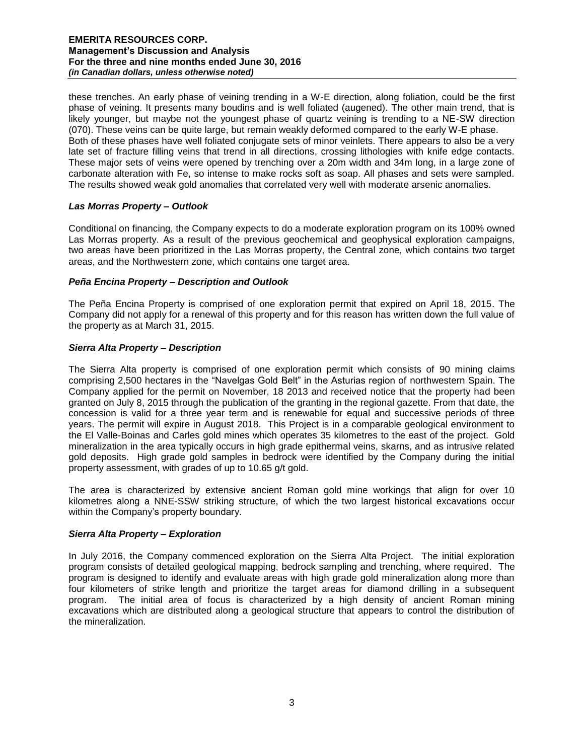these trenches. An early phase of veining trending in a W-E direction, along foliation, could be the first phase of veining. It presents many boudins and is well foliated (augened). The other main trend, that is likely younger, but maybe not the youngest phase of quartz veining is trending to a NE-SW direction (070). These veins can be quite large, but remain weakly deformed compared to the early W-E phase.
Both of these phases have well foliated conjugate sets of minor veinlets. There appears to also be a very late set of fracture filling veins that trend in all directions, crossing lithologies with knife edge contacts. These major sets of veins were opened by trenching over a 20m width and 34m long, in a large zone of carbonate alteration with Fe, so intense to make rocks soft as soap. All phases and sets were sampled. The results showed weak gold anomalies that correlated very well with moderate arsenic anomalies.

### *Las Morras Property – Outlook*

Conditional on financing, the Company expects to do a moderate exploration program on its 100% owned Las Morras property. As a result of the previous geochemical and geophysical exploration campaigns, two areas have been prioritized in the Las Morras property, the Central zone, which contains two target areas, and the Northwestern zone, which contains one target area.

### *Peña Encina Property – Description and Outlook*

The Peña Encina Property is comprised of one exploration permit that expired on April 18, 2015. The Company did not apply for a renewal of this property and for this reason has written down the full value of the property as at March 31, 2015.

### *Sierra Alta Property – Description*

The Sierra Alta property is comprised of one exploration permit which consists of 90 mining claims comprising 2,500 hectares in the "Navelgas Gold Belt" in the Asturias region of northwestern Spain. The Company applied for the permit on November, 18 2013 and received notice that the property had been granted on July 8, 2015 through the publication of the granting in the regional gazette. From that date, the concession is valid for a three year term and is renewable for equal and successive periods of three years. The permit will expire in August 2018. This Project is in a comparable geological environment to the El Valle-Boinas and Carles gold mines which operates 35 kilometres to the east of the project. Gold mineralization in the area typically occurs in high grade epithermal veins, skarns, and as intrusive related gold deposits. High grade gold samples in bedrock were identified by the Company during the initial property assessment, with grades of up to 10.65 g/t gold.

The area is characterized by extensive ancient Roman gold mine workings that align for over 10 kilometres along a NNE-SSW striking structure, of which the two largest historical excavations occur within the Company's property boundary.

### *Sierra Alta Property – Exploration*

In July 2016, the Company commenced exploration on the Sierra Alta Project. The initial exploration program consists of detailed geological mapping, bedrock sampling and trenching, where required. The program is designed to identify and evaluate areas with high grade gold mineralization along more than four kilometers of strike length and prioritize the target areas for diamond drilling in a subsequent program. The initial area of focus is characterized by a high density of ancient Roman mining excavations which are distributed along a geological structure that appears to control the distribution of the mineralization.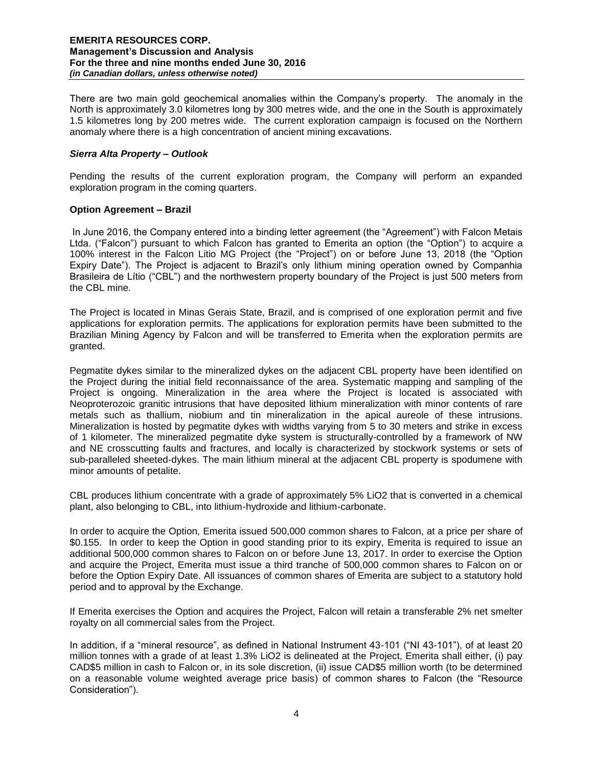There are two main gold geochemical anomalies within the Company's property. The anomaly in the North is approximately 3.0 kilometres long by 300 metres wide, and the one in the South is approximately 1.5 kilometres long by 200 metres wide. The current exploration campaign is focused on the Northern anomaly where there is a high concentration of ancient mining excavations.

### *Sierra Alta Property – Outlook*

Pending the results of the current exploration program, the Company will perform an expanded exploration program in the coming quarters.

### **Option Agreement – Brazil**

In June 2016, the Company entered into a binding letter agreement (the "Agreement") with Falcon Metais Ltda. ("Falcon") pursuant to which Falcon has granted to Emerita an option (the "Option") to acquire a 100% interest in the Falcon Litio MG Project (the "Project") on or before June 13, 2018 (the "Option Expiry Date"). The Project is adjacent to Brazil's only lithium mining operation owned by Companhia Brasileira de Lítio ("CBL") and the northwestern property boundary of the Project is just 500 meters from the CBL mine.

The Project is located in Minas Gerais State, Brazil, and is comprised of one exploration permit and five applications for exploration permits. The applications for exploration permits have been submitted to the Brazilian Mining Agency by Falcon and will be transferred to Emerita when the exploration permits are granted.

Pegmatite dykes similar to the mineralized dykes on the adjacent CBL property have been identified on the Project during the initial field reconnaissance of the area. Systematic mapping and sampling of the Project is ongoing. Mineralization in the area where the Project is located is associated with Neoproterozoic granitic intrusions that have deposited lithium mineralization with minor contents of rare metals such as thallium, niobium and tin mineralization in the apical aureole of these intrusions. Mineralization is hosted by pegmatite dykes with widths varying from 5 to 30 meters and strike in excess of 1 kilometer. The mineralized pegmatite dyke system is structurally-controlled by a framework of NW and NE crosscutting faults and fractures, and locally is characterized by stockwork systems or sets of sub-paralleled sheeted-dykes. The main lithium mineral at the adjacent CBL property is spodumene with minor amounts of petalite.

CBL produces lithium concentrate with a grade of approximately 5% LiO2 that is converted in a chemical plant, also belonging to CBL, into lithium-hydroxide and lithium-carbonate.

In order to acquire the Option, Emerita issued 500,000 common shares to Falcon, at a price per share of \$0.155. In order to keep the Option in good standing prior to its expiry, Emerita is required to issue an additional 500,000 common shares to Falcon on or before June 13, 2017. In order to exercise the Option and acquire the Project, Emerita must issue a third tranche of 500,000 common shares to Falcon on or before the Option Expiry Date. All issuances of common shares of Emerita are subject to a statutory hold period and to approval by the Exchange.

If Emerita exercises the Option and acquires the Project, Falcon will retain a transferable 2% net smelter royalty on all commercial sales from the Project.

In addition, if a "mineral resource", as defined in National Instrument 43-101 ("NI 43-101"), of at least 20 million tonnes with a grade of at least 1.3% LiO2 is delineated at the Project, Emerita shall either, (i) pay CAD\$5 million in cash to Falcon or, in its sole discretion, (ii) issue CAD\$5 million worth (to be determined on a reasonable volume weighted average price basis) of common shares to Falcon (the "Resource Consideration").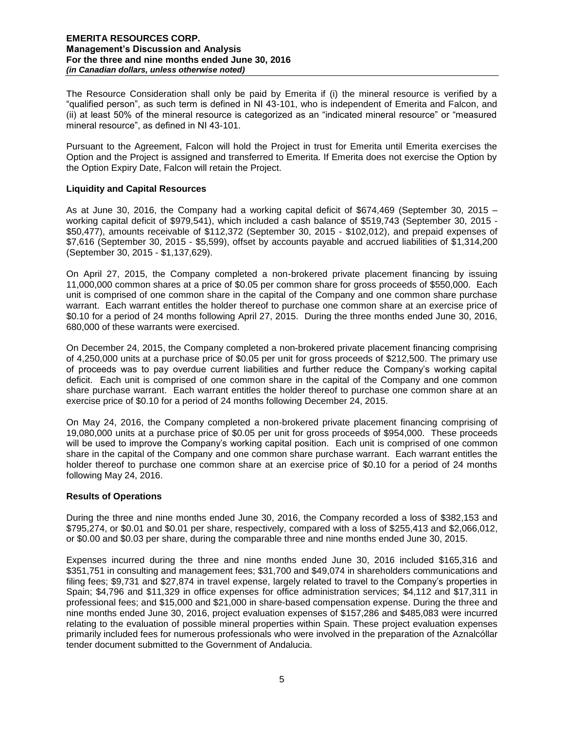The Resource Consideration shall only be paid by Emerita if (i) the mineral resource is verified by a "qualified person", as such term is defined in NI 43-101, who is independent of Emerita and Falcon, and (ii) at least 50% of the mineral resource is categorized as an "indicated mineral resource" or "measured mineral resource", as defined in NI 43-101.

Pursuant to the Agreement, Falcon will hold the Project in trust for Emerita until Emerita exercises the Option and the Project is assigned and transferred to Emerita. If Emerita does not exercise the Option by the Option Expiry Date, Falcon will retain the Project.

### Liquidity and Capital Resources

As at June 30, 2016, the Company had a working capital deficit of $674,469 (September 30, 2015 – working capital deficit of $979,541), which included a cash balance of $519,743 (September 30, 2015 - $50,477), amounts receivable of $112,372 (September 30, 2015 - $102,012), and prepaid expenses of $7,616 (September 30, 2015 - $5,599), offset by accounts payable and accrued liabilities of $1,314,200 (September 30, 2015 - $1,137,629).

On April 27, 2015, the Company completed a non-brokered private placement financing by issuing 11,000,000 common shares at a price of $0.05 per common share for gross proceeds of $550,000. Each unit is comprised of one common share in the capital of the Company and one common share purchase warrant. Each warrant entitles the holder thereof to purchase one common share at an exercise price of $0.10 for a period of 24 months following April 27, 2015. During the three months ended June 30, 2016, 680,000 of these warrants were exercised.

On December 24, 2015, the Company completed a non-brokered private placement financing comprising of 4,250,000 units at a purchase price of $0.05 per unit for gross proceeds of $212,500. The primary use of proceeds was to pay overdue current liabilities and further reduce the Company's working capital deficit. Each unit is comprised of one common share in the capital of the Company and one common share purchase warrant. Each warrant entitles the holder thereof to purchase one common share at an exercise price of $0.10 for a period of 24 months following December 24, 2015.

On May 24, 2016, the Company completed a non-brokered private placement financing comprising of 19,080,000 units at a purchase price of $0.05 per unit for gross proceeds of $954,000. These proceeds will be used to improve the Company's working capital position. Each unit is comprised of one common share in the capital of the Company and one common share purchase warrant. Each warrant entitles the holder thereof to purchase one common share at an exercise price of $0.10 for a period of 24 months following May 24, 2016.

### Results of Operations

During the three and nine months ended June 30, 2016, the Company recorded a loss of $382,153 and $795,274, or $0.01 and $0.01 per share, respectively, compared with a loss of $255,413 and $2,066,012, or $0.00 and $0.03 per share, during the comparable three and nine months ended June 30, 2015.

Expenses incurred during the three and nine months ended June 30, 2016 included $165,316 and $351,751 in consulting and management fees; $31,700 and $49,074 in shareholders communications and filing fees; $9,731 and $27,874 in travel expense, largely related to travel to the Company's properties in Spain; $4,796 and $11,329 in office expenses for office administration services; $4,112 and $17,311 in professional fees; and $15,000 and $21,000 in share-based compensation expense. During the three and nine months ended June 30, 2016, project evaluation expenses of $157,286 and $485,083 were incurred relating to the evaluation of possible mineral properties within Spain. These project evaluation expenses primarily included fees for numerous professionals who were involved in the preparation of the Aznalcóllar tender document submitted to the Government of Andalucia.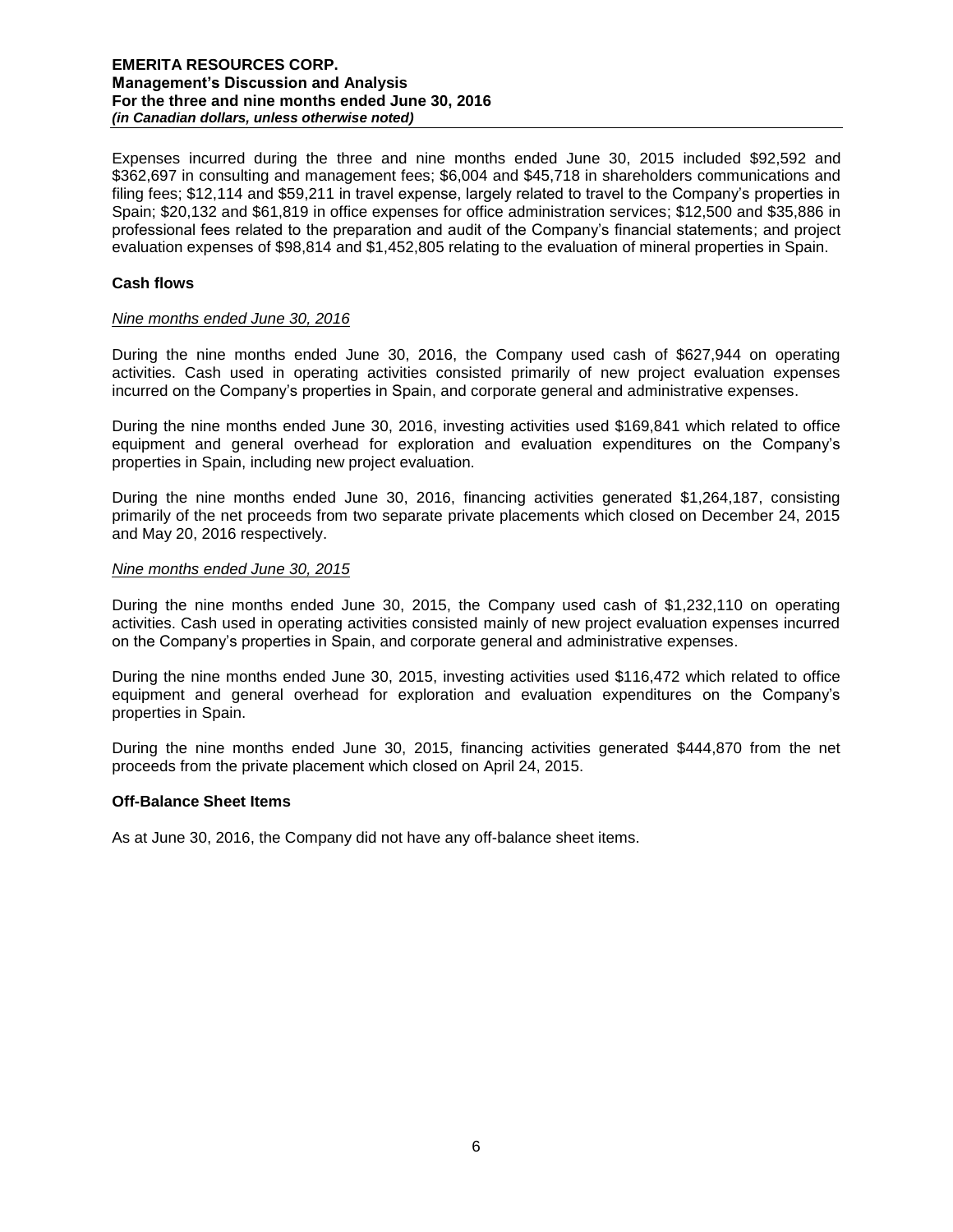Expenses incurred during the three and nine months ended June 30, 2015 included $92,592 and $362,697 in consulting and management fees; $6,004 and $45,718 in shareholders communications and filing fees; $12,114 and $59,211 in travel expense, largely related to travel to the Company's properties in Spain; $20,132 and $61,819 in office expenses for office administration services; $12,500 and $35,886 in professional fees related to the preparation and audit of the Company's financial statements; and project evaluation expenses of $98,814 and $1,452,805 relating to the evaluation of mineral properties in Spain.

## Cash flows

*Nine months ended June 30, 2016*

During the nine months ended June 30, 2016, the Company used cash of $627,944 on operating activities. Cash used in operating activities consisted primarily of new project evaluation expenses incurred on the Company's properties in Spain, and corporate general and administrative expenses.

During the nine months ended June 30, 2016, investing activities used $169,841 which related to office equipment and general overhead for exploration and evaluation expenditures on the Company's properties in Spain, including new project evaluation.

During the nine months ended June 30, 2016, financing activities generated $1,264,187, consisting primarily of the net proceeds from two separate private placements which closed on December 24, 2015 and May 20, 2016 respectively.

*Nine months ended June 30, 2015*

During the nine months ended June 30, 2015, the Company used cash of $1,232,110 on operating activities. Cash used in operating activities consisted mainly of new project evaluation expenses incurred on the Company's properties in Spain, and corporate general and administrative expenses.

During the nine months ended June 30, 2015, investing activities used $116,472 which related to office equipment and general overhead for exploration and evaluation expenditures on the Company's properties in Spain.

During the nine months ended June 30, 2015, financing activities generated $444,870 from the net proceeds from the private placement which closed on April 24, 2015.

## Off-Balance Sheet Items

As at June 30, 2016, the Company did not have any off-balance sheet items.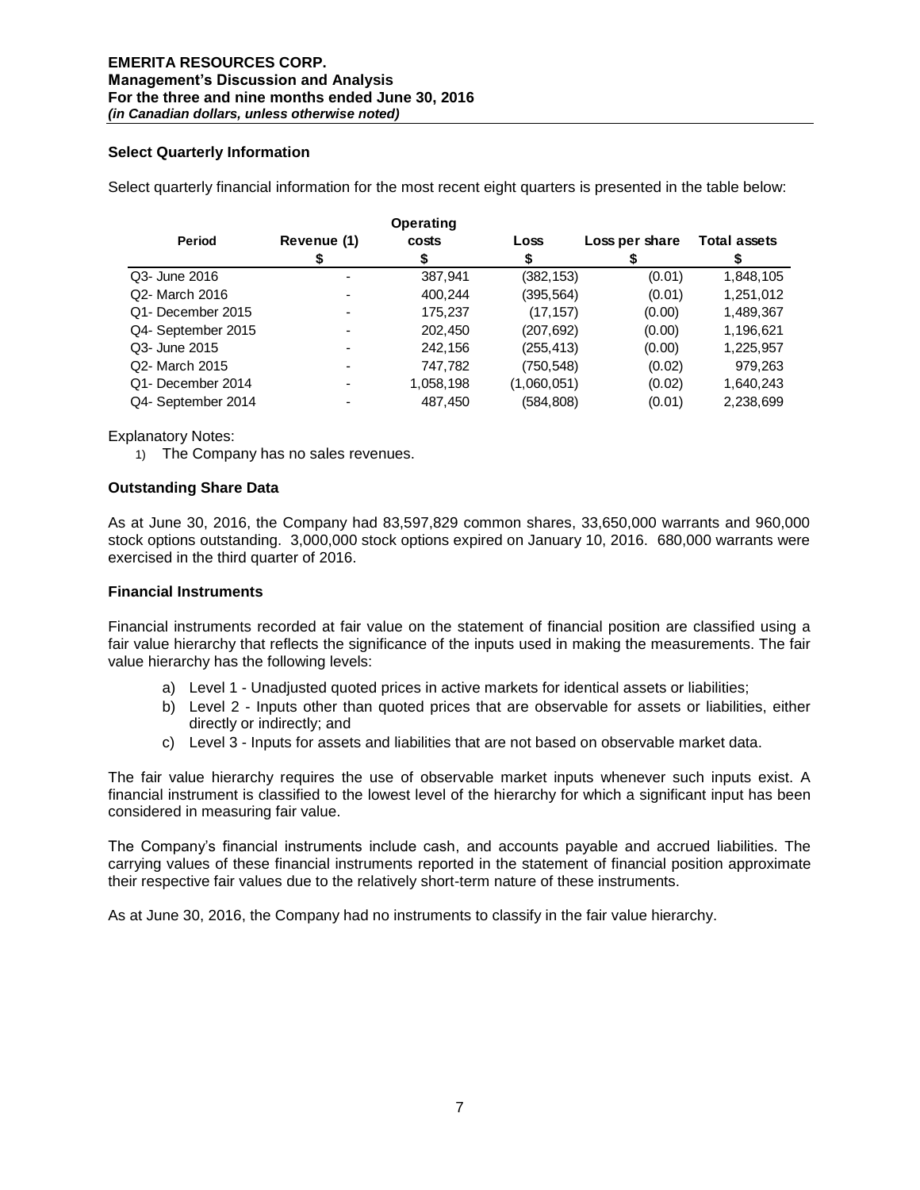### Select Quarterly Information

Select quarterly financial information for the most recent eight quarters is presented in the table below:

| Period | Revenue (1) | Operating costs | Loss | Loss per share | Total assets |
|---|---|---|---|---|---|
| | $ | $ | $ | $ | $ |
| Q3- June 2016 | - | 387,941 | (382,153) | (0.01) | 1,848,105 |
| Q2- March 2016 | - | 400,244 | (395,564) | (0.01) | 1,251,012 |
| Q1- December 2015 | - | 175,237 | (17,157) | (0.00) | 1,489,367 |
| Q4- September 2015 | - | 202,450 | (207,692) | (0.00) | 1,196,621 |
| Q3- June 2015 | - | 242,156 | (255,413) | (0.00) | 1,225,957 |
| Q2- March 2015 | - | 747,782 | (750,548) | (0.02) | 979,263 |
| Q1- December 2014 | - | 1,058,198 | (1,060,051) | (0.02) | 1,640,243 |
| Q4- September 2014 | - | 487,450 | (584,808) | (0.01) | 2,238,699 |

Explanatory Notes:

1) The Company has no sales revenues.

### Outstanding Share Data

As at June 30, 2016, the Company had 83,597,829 common shares, 33,650,000 warrants and 960,000 stock options outstanding. 3,000,000 stock options expired on January 10, 2016. 680,000 warrants were exercised in the third quarter of 2016.

### Financial Instruments

Financial instruments recorded at fair value on the statement of financial position are classified using a fair value hierarchy that reflects the significance of the inputs used in making the measurements. The fair value hierarchy has the following levels:

a) Level 1 - Unadjusted quoted prices in active markets for identical assets or liabilities;
b) Level 2 - Inputs other than quoted prices that are observable for assets or liabilities, either directly or indirectly; and
c) Level 3 - Inputs for assets and liabilities that are not based on observable market data.

The fair value hierarchy requires the use of observable market inputs whenever such inputs exist. A financial instrument is classified to the lowest level of the hierarchy for which a significant input has been considered in measuring fair value.

The Company's financial instruments include cash, and accounts payable and accrued liabilities. The carrying values of these financial instruments reported in the statement of financial position approximate their respective fair values due to the relatively short-term nature of these instruments.

As at June 30, 2016, the Company had no instruments to classify in the fair value hierarchy.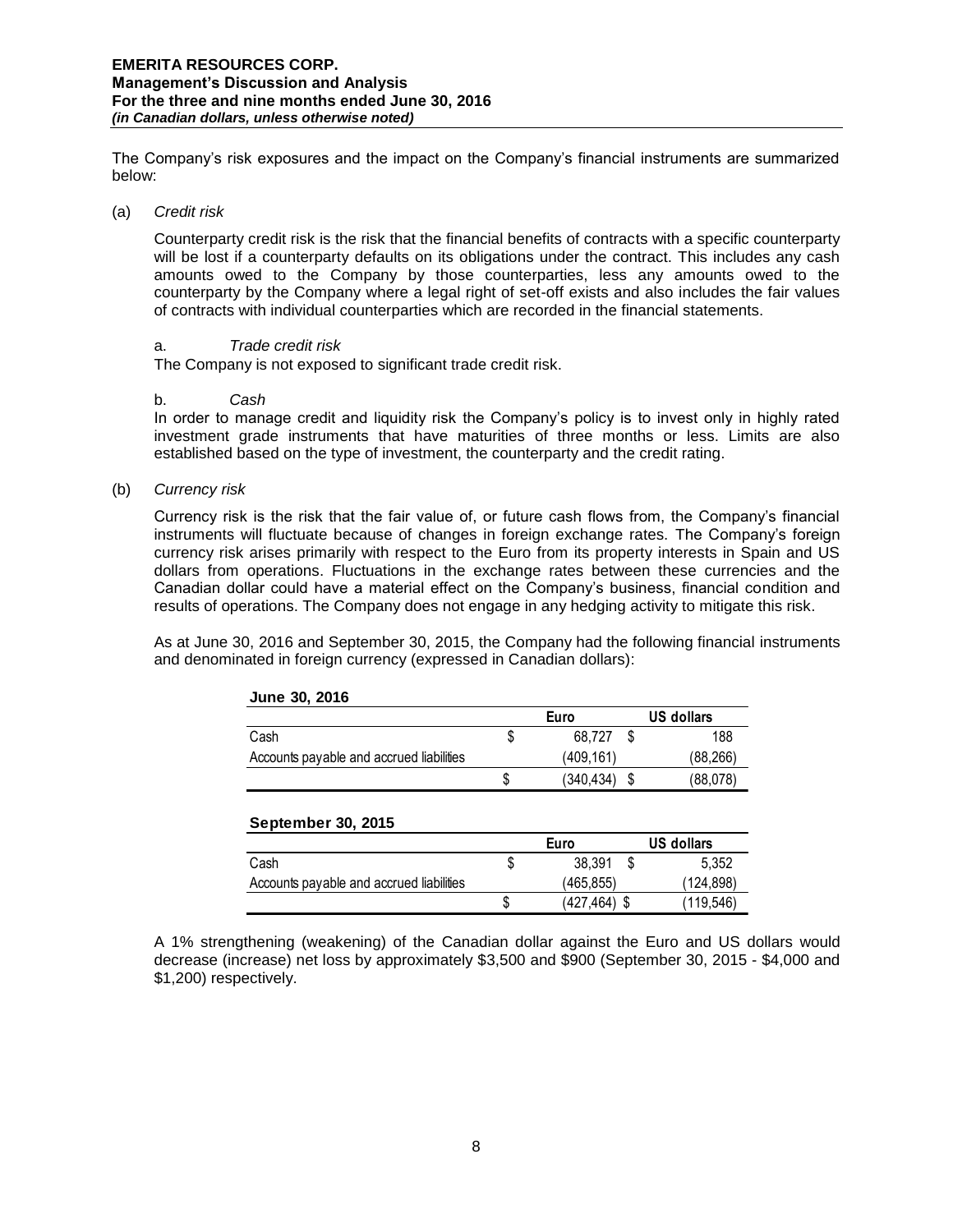The Company's risk exposures and the impact on the Company's financial instruments are summarized below:

(a) *Credit risk*

Counterparty credit risk is the risk that the financial benefits of contracts with a specific counterparty will be lost if a counterparty defaults on its obligations under the contract. This includes any cash amounts owed to the Company by those counterparties, less any amounts owed to the counterparty by the Company where a legal right of set-off exists and also includes the fair values of contracts with individual counterparties which are recorded in the financial statements.

a. *Trade credit risk*

The Company is not exposed to significant trade credit risk.

b. *Cash*

In order to manage credit and liquidity risk the Company's policy is to invest only in highly rated investment grade instruments that have maturities of three months or less. Limits are also established based on the type of investment, the counterparty and the credit rating.

(b) *Currency risk*

Currency risk is the risk that the fair value of, or future cash flows from, the Company's financial instruments will fluctuate because of changes in foreign exchange rates. The Company's foreign currency risk arises primarily with respect to the Euro from its property interests in Spain and US dollars from operations. Fluctuations in the exchange rates between these currencies and the Canadian dollar could have a material effect on the Company's business, financial condition and results of operations. The Company does not engage in any hedging activity to mitigate this risk.

As at June 30, 2016 and September 30, 2015, the Company had the following financial instruments and denominated in foreign currency (expressed in Canadian dollars):

**June 30, 2016**

| | Euro | US dollars |
|---|---|---|
| Cash | $ 68,727 | $ 188 |
| Accounts payable and accrued liabilities | (409,161) | (88,266) |
| | $ (340,434) | $ (88,078) |

**September 30, 2015**

| | Euro | US dollars |
|---|---|---|
| Cash | $ 38,391 | $ 5,352 |
| Accounts payable and accrued liabilities | (465,855) | (124,898) |
| | $ (427,464) | $ (119,546) |

A 1% strengthening (weakening) of the Canadian dollar against the Euro and US dollars would decrease (increase) net loss by approximately $3,500 and $900 (September 30, 2015 - $4,000 and $1,200) respectively.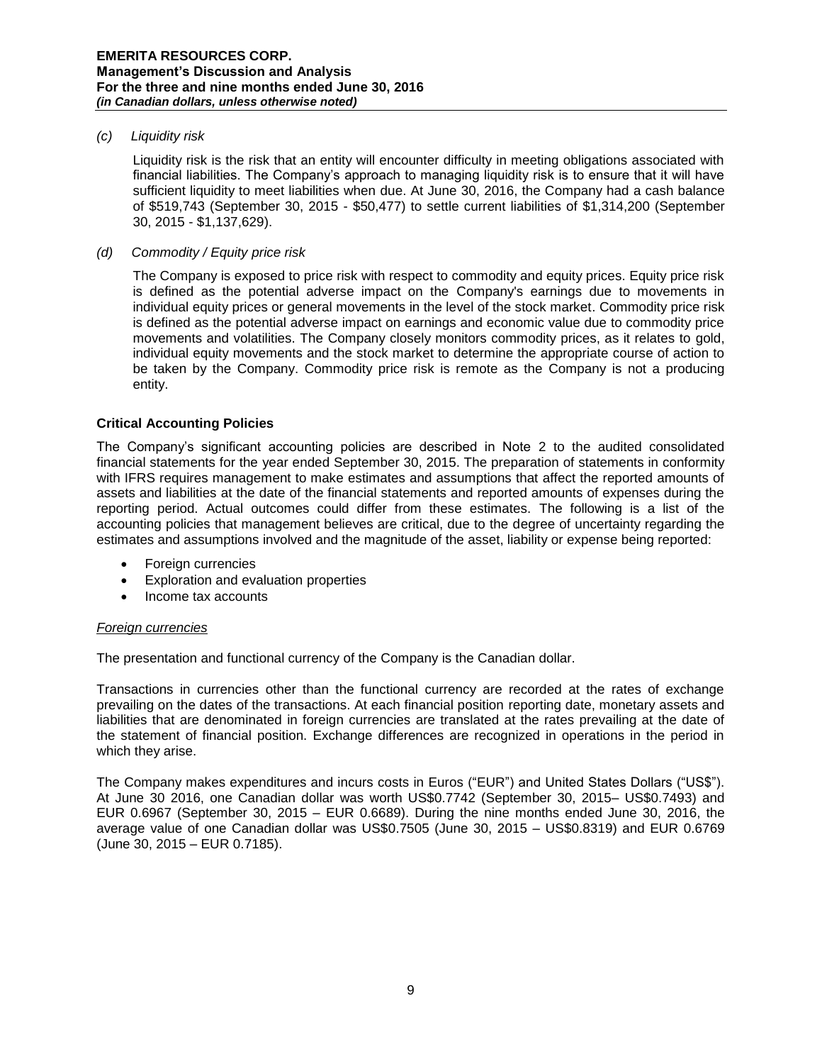*(c) Liquidity risk*

Liquidity risk is the risk that an entity will encounter difficulty in meeting obligations associated with financial liabilities. The Company's approach to managing liquidity risk is to ensure that it will have sufficient liquidity to meet liabilities when due. At June 30, 2016, the Company had a cash balance of $519,743 (September 30, 2015 - $50,477) to settle current liabilities of $1,314,200 (September 30, 2015 - $1,137,629).

*(d) Commodity / Equity price risk*

The Company is exposed to price risk with respect to commodity and equity prices. Equity price risk is defined as the potential adverse impact on the Company's earnings due to movements in individual equity prices or general movements in the level of the stock market. Commodity price risk is defined as the potential adverse impact on earnings and economic value due to commodity price movements and volatilities. The Company closely monitors commodity prices, as it relates to gold, individual equity movements and the stock market to determine the appropriate course of action to be taken by the Company. Commodity price risk is remote as the Company is not a producing entity.

## Critical Accounting Policies

The Company's significant accounting policies are described in Note 2 to the audited consolidated financial statements for the year ended September 30, 2015. The preparation of statements in conformity with IFRS requires management to make estimates and assumptions that affect the reported amounts of assets and liabilities at the date of the financial statements and reported amounts of expenses during the reporting period. Actual outcomes could differ from these estimates. The following is a list of the accounting policies that management believes are critical, due to the degree of uncertainty regarding the estimates and assumptions involved and the magnitude of the asset, liability or expense being reported:

- Foreign currencies
- Exploration and evaluation properties
- Income tax accounts

*Foreign currencies*

The presentation and functional currency of the Company is the Canadian dollar.

Transactions in currencies other than the functional currency are recorded at the rates of exchange prevailing on the dates of the transactions. At each financial position reporting date, monetary assets and liabilities that are denominated in foreign currencies are translated at the rates prevailing at the date of the statement of financial position. Exchange differences are recognized in operations in the period in which they arise.

The Company makes expenditures and incurs costs in Euros ("EUR") and United States Dollars ("US$"). At June 30 2016, one Canadian dollar was worth US$0.7742 (September 30, 2015– US$0.7493) and EUR 0.6967 (September 30, 2015 – EUR 0.6689). During the nine months ended June 30, 2016, the average value of one Canadian dollar was US$0.7505 (June 30, 2015 – US$0.8319) and EUR 0.6769 (June 30, 2015 – EUR 0.7185).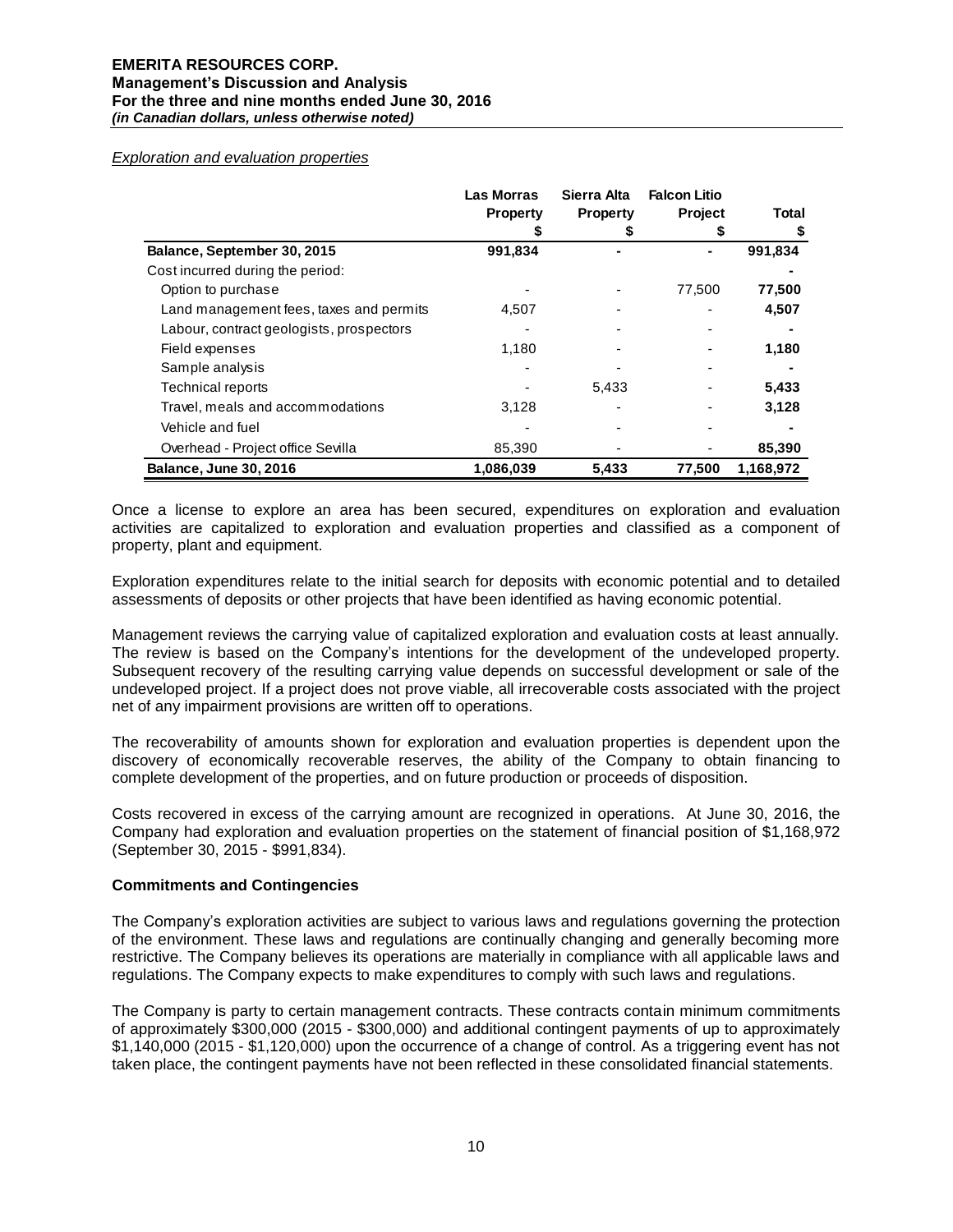*Exploration and evaluation properties*

| | Las Morras Property | Sierra Alta Property | Falcon Litio Project | Total |
|---|---|---|---|---|
| | $ | $ | $ | $ |
| **Balance, September 30, 2015** | **991,834** | **-** | **-** | **991,834** |
| Cost incurred during the period: | | | | **-** |
| Option to purchase | - | - | 77,500 | **77,500** |
| Land management fees, taxes and permits | 4,507 | - | - | **4,507** |
| Labour, contract geologists, prospectors | - | - | - | **-** |
| Field expenses | 1,180 | - | - | **1,180** |
| Sample analysis | - | - | - | **-** |
| Technical reports | - | 5,433 | - | **5,433** |
| Travel, meals and accommodations | 3,128 | - | - | **3,128** |
| Vehicle and fuel | - | - | - | **-** |
| Overhead - Project office Sevilla | 85,390 | - | - | **85,390** |
| **Balance, June 30, 2016** | **1,086,039** | **5,433** | **77,500** | **1,168,972** |

Once a license to explore an area has been secured, expenditures on exploration and evaluation activities are capitalized to exploration and evaluation properties and classified as a component of property, plant and equipment.

Exploration expenditures relate to the initial search for deposits with economic potential and to detailed assessments of deposits or other projects that have been identified as having economic potential.

Management reviews the carrying value of capitalized exploration and evaluation costs at least annually. The review is based on the Company's intentions for the development of the undeveloped property. Subsequent recovery of the resulting carrying value depends on successful development or sale of the undeveloped project. If a project does not prove viable, all irrecoverable costs associated with the project net of any impairment provisions are written off to operations.

The recoverability of amounts shown for exploration and evaluation properties is dependent upon the discovery of economically recoverable reserves, the ability of the Company to obtain financing to complete development of the properties, and on future production or proceeds of disposition.

Costs recovered in excess of the carrying amount are recognized in operations. At June 30, 2016, the Company had exploration and evaluation properties on the statement of financial position of $1,168,972 (September 30, 2015 - $991,834).

## Commitments and Contingencies

The Company's exploration activities are subject to various laws and regulations governing the protection of the environment. These laws and regulations are continually changing and generally becoming more restrictive. The Company believes its operations are materially in compliance with all applicable laws and regulations. The Company expects to make expenditures to comply with such laws and regulations.

The Company is party to certain management contracts. These contracts contain minimum commitments of approximately $300,000 (2015 - $300,000) and additional contingent payments of up to approximately $1,140,000 (2015 - $1,120,000) upon the occurrence of a change of control. As a triggering event has not taken place, the contingent payments have not been reflected in these consolidated financial statements.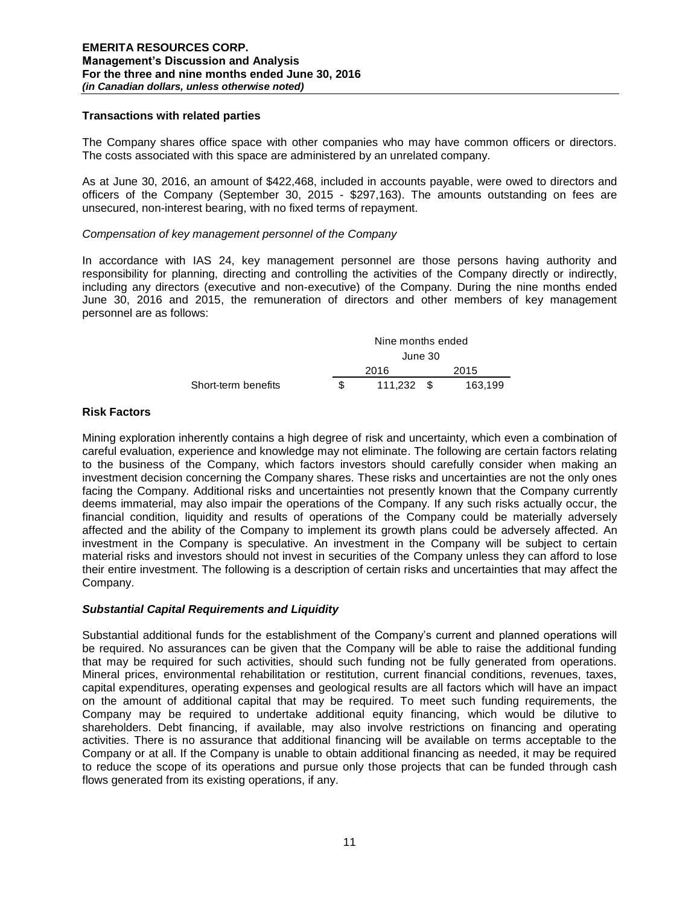## Transactions with related parties

The Company shares office space with other companies who may have common officers or directors. The costs associated with this space are administered by an unrelated company.

As at June 30, 2016, an amount of $422,468, included in accounts payable, were owed to directors and officers of the Company (September 30, 2015 - $297,163). The amounts outstanding on fees are unsecured, non-interest bearing, with no fixed terms of repayment.

*Compensation of key management personnel of the Company*

In accordance with IAS 24, key management personnel are those persons having authority and responsibility for planning, directing and controlling the activities of the Company directly or indirectly, including any directors (executive and non-executive) of the Company. During the nine months ended June 30, 2016 and 2015, the remuneration of directors and other members of key management personnel are as follows:

| | Nine months ended June 30 | |
|---|---|---|
| | 2016 | 2015 |
| Short-term benefits | $ 111,232 | $ 163,199 |

## Risk Factors

Mining exploration inherently contains a high degree of risk and uncertainty, which even a combination of careful evaluation, experience and knowledge may not eliminate. The following are certain factors relating to the business of the Company, which factors investors should carefully consider when making an investment decision concerning the Company shares. These risks and uncertainties are not the only ones facing the Company. Additional risks and uncertainties not presently known that the Company currently deems immaterial, may also impair the operations of the Company. If any such risks actually occur, the financial condition, liquidity and results of operations of the Company could be materially adversely affected and the ability of the Company to implement its growth plans could be adversely affected. An investment in the Company is speculative. An investment in the Company will be subject to certain material risks and investors should not invest in securities of the Company unless they can afford to lose their entire investment. The following is a description of certain risks and uncertainties that may affect the Company.

### *Substantial Capital Requirements and Liquidity*

Substantial additional funds for the establishment of the Company's current and planned operations will be required. No assurances can be given that the Company will be able to raise the additional funding that may be required for such activities, should such funding not be fully generated from operations. Mineral prices, environmental rehabilitation or restitution, current financial conditions, revenues, taxes, capital expenditures, operating expenses and geological results are all factors which will have an impact on the amount of additional capital that may be required. To meet such funding requirements, the Company may be required to undertake additional equity financing, which would be dilutive to shareholders. Debt financing, if available, may also involve restrictions on financing and operating activities. There is no assurance that additional financing will be available on terms acceptable to the Company or at all. If the Company is unable to obtain additional financing as needed, it may be required to reduce the scope of its operations and pursue only those projects that can be funded through cash flows generated from its existing operations, if any.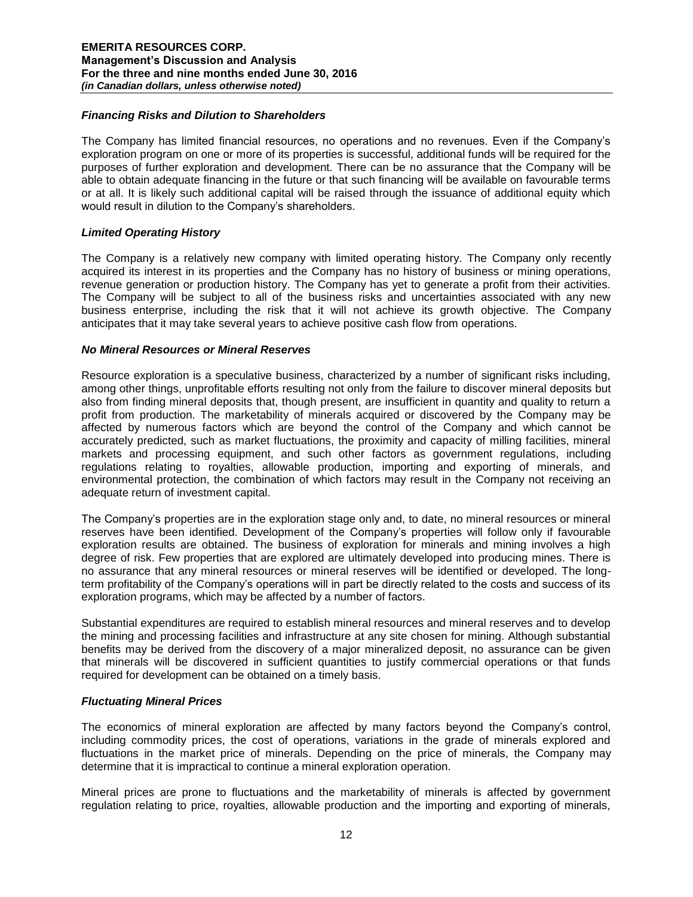### *Financing Risks and Dilution to Shareholders*

The Company has limited financial resources, no operations and no revenues. Even if the Company's exploration program on one or more of its properties is successful, additional funds will be required for the purposes of further exploration and development. There can be no assurance that the Company will be able to obtain adequate financing in the future or that such financing will be available on favourable terms or at all. It is likely such additional capital will be raised through the issuance of additional equity which would result in dilution to the Company's shareholders.

### *Limited Operating History*

The Company is a relatively new company with limited operating history. The Company only recently acquired its interest in its properties and the Company has no history of business or mining operations, revenue generation or production history. The Company has yet to generate a profit from their activities. The Company will be subject to all of the business risks and uncertainties associated with any new business enterprise, including the risk that it will not achieve its growth objective. The Company anticipates that it may take several years to achieve positive cash flow from operations.

### *No Mineral Resources or Mineral Reserves*

Resource exploration is a speculative business, characterized by a number of significant risks including, among other things, unprofitable efforts resulting not only from the failure to discover mineral deposits but also from finding mineral deposits that, though present, are insufficient in quantity and quality to return a profit from production. The marketability of minerals acquired or discovered by the Company may be affected by numerous factors which are beyond the control of the Company and which cannot be accurately predicted, such as market fluctuations, the proximity and capacity of milling facilities, mineral markets and processing equipment, and such other factors as government regulations, including regulations relating to royalties, allowable production, importing and exporting of minerals, and environmental protection, the combination of which factors may result in the Company not receiving an adequate return of investment capital.

The Company's properties are in the exploration stage only and, to date, no mineral resources or mineral reserves have been identified. Development of the Company's properties will follow only if favourable exploration results are obtained. The business of exploration for minerals and mining involves a high degree of risk. Few properties that are explored are ultimately developed into producing mines. There is no assurance that any mineral resources or mineral reserves will be identified or developed. The long-term profitability of the Company's operations will in part be directly related to the costs and success of its exploration programs, which may be affected by a number of factors.

Substantial expenditures are required to establish mineral resources and mineral reserves and to develop the mining and processing facilities and infrastructure at any site chosen for mining. Although substantial benefits may be derived from the discovery of a major mineralized deposit, no assurance can be given that minerals will be discovered in sufficient quantities to justify commercial operations or that funds required for development can be obtained on a timely basis.

### *Fluctuating Mineral Prices*

The economics of mineral exploration are affected by many factors beyond the Company's control, including commodity prices, the cost of operations, variations in the grade of minerals explored and fluctuations in the market price of minerals. Depending on the price of minerals, the Company may determine that it is impractical to continue a mineral exploration operation.

Mineral prices are prone to fluctuations and the marketability of minerals is affected by government regulation relating to price, royalties, allowable production and the importing and exporting of minerals,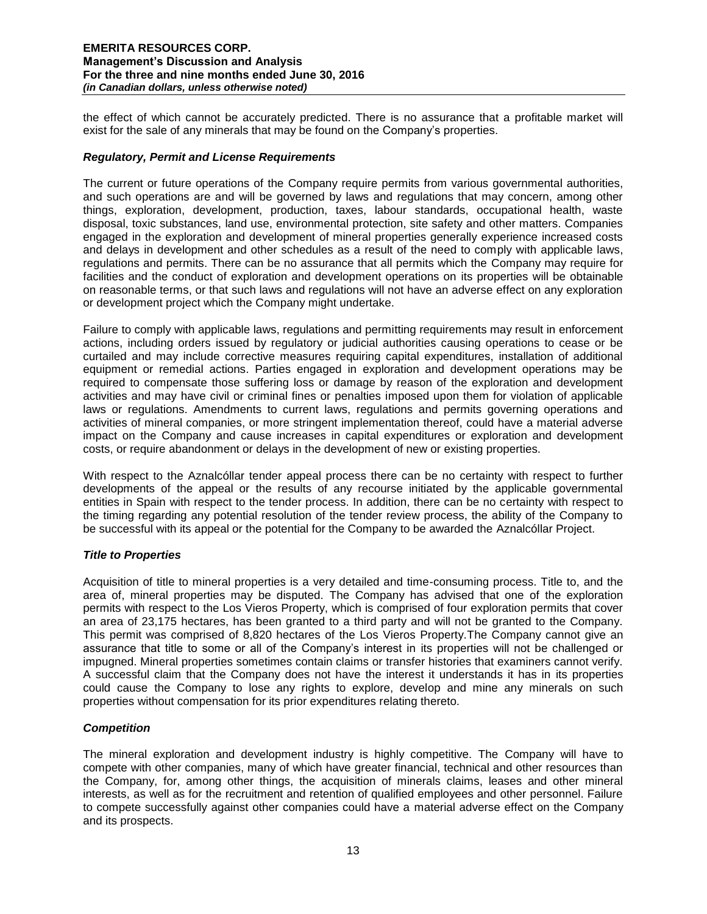the effect of which cannot be accurately predicted. There is no assurance that a profitable market will exist for the sale of any minerals that may be found on the Company's properties.

### *Regulatory, Permit and License Requirements*

The current or future operations of the Company require permits from various governmental authorities, and such operations are and will be governed by laws and regulations that may concern, among other things, exploration, development, production, taxes, labour standards, occupational health, waste disposal, toxic substances, land use, environmental protection, site safety and other matters. Companies engaged in the exploration and development of mineral properties generally experience increased costs and delays in development and other schedules as a result of the need to comply with applicable laws, regulations and permits. There can be no assurance that all permits which the Company may require for facilities and the conduct of exploration and development operations on its properties will be obtainable on reasonable terms, or that such laws and regulations will not have an adverse effect on any exploration or development project which the Company might undertake.

Failure to comply with applicable laws, regulations and permitting requirements may result in enforcement actions, including orders issued by regulatory or judicial authorities causing operations to cease or be curtailed and may include corrective measures requiring capital expenditures, installation of additional equipment or remedial actions. Parties engaged in exploration and development operations may be required to compensate those suffering loss or damage by reason of the exploration and development activities and may have civil or criminal fines or penalties imposed upon them for violation of applicable laws or regulations. Amendments to current laws, regulations and permits governing operations and activities of mineral companies, or more stringent implementation thereof, could have a material adverse impact on the Company and cause increases in capital expenditures or exploration and development costs, or require abandonment or delays in the development of new or existing properties.

With respect to the Aznalcóllar tender appeal process there can be no certainty with respect to further developments of the appeal or the results of any recourse initiated by the applicable governmental entities in Spain with respect to the tender process. In addition, there can be no certainty with respect to the timing regarding any potential resolution of the tender review process, the ability of the Company to be successful with its appeal or the potential for the Company to be awarded the Aznalcóllar Project.

### *Title to Properties*

Acquisition of title to mineral properties is a very detailed and time-consuming process. Title to, and the area of, mineral properties may be disputed. The Company has advised that one of the exploration permits with respect to the Los Vieros Property, which is comprised of four exploration permits that cover an area of 23,175 hectares, has been granted to a third party and will not be granted to the Company. This permit was comprised of 8,820 hectares of the Los Vieros Property.The Company cannot give an assurance that title to some or all of the Company's interest in its properties will not be challenged or impugned. Mineral properties sometimes contain claims or transfer histories that examiners cannot verify. A successful claim that the Company does not have the interest it understands it has in its properties could cause the Company to lose any rights to explore, develop and mine any minerals on such properties without compensation for its prior expenditures relating thereto.

### *Competition*

The mineral exploration and development industry is highly competitive. The Company will have to compete with other companies, many of which have greater financial, technical and other resources than the Company, for, among other things, the acquisition of minerals claims, leases and other mineral interests, as well as for the recruitment and retention of qualified employees and other personnel. Failure to compete successfully against other companies could have a material adverse effect on the Company and its prospects.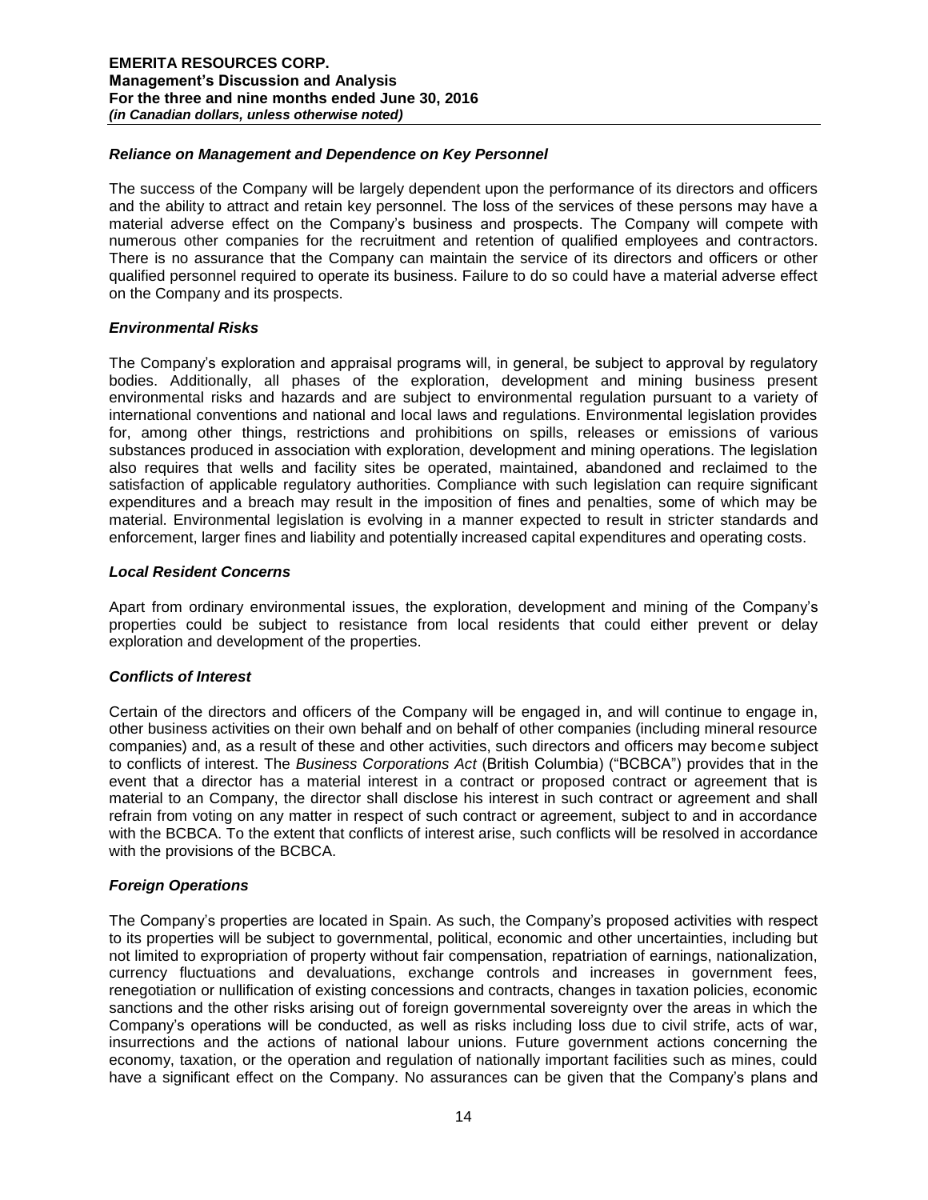### *Reliance on Management and Dependence on Key Personnel*

The success of the Company will be largely dependent upon the performance of its directors and officers and the ability to attract and retain key personnel. The loss of the services of these persons may have a material adverse effect on the Company's business and prospects. The Company will compete with numerous other companies for the recruitment and retention of qualified employees and contractors. There is no assurance that the Company can maintain the service of its directors and officers or other qualified personnel required to operate its business. Failure to do so could have a material adverse effect on the Company and its prospects.

### *Environmental Risks*

The Company's exploration and appraisal programs will, in general, be subject to approval by regulatory bodies. Additionally, all phases of the exploration, development and mining business present environmental risks and hazards and are subject to environmental regulation pursuant to a variety of international conventions and national and local laws and regulations. Environmental legislation provides for, among other things, restrictions and prohibitions on spills, releases or emissions of various substances produced in association with exploration, development and mining operations. The legislation also requires that wells and facility sites be operated, maintained, abandoned and reclaimed to the satisfaction of applicable regulatory authorities. Compliance with such legislation can require significant expenditures and a breach may result in the imposition of fines and penalties, some of which may be material. Environmental legislation is evolving in a manner expected to result in stricter standards and enforcement, larger fines and liability and potentially increased capital expenditures and operating costs.

### *Local Resident Concerns*

Apart from ordinary environmental issues, the exploration, development and mining of the Company's properties could be subject to resistance from local residents that could either prevent or delay exploration and development of the properties.

### *Conflicts of Interest*

Certain of the directors and officers of the Company will be engaged in, and will continue to engage in, other business activities on their own behalf and on behalf of other companies (including mineral resource companies) and, as a result of these and other activities, such directors and officers may become subject to conflicts of interest. The *Business Corporations Act* (British Columbia) ("BCBCA") provides that in the event that a director has a material interest in a contract or proposed contract or agreement that is material to an Company, the director shall disclose his interest in such contract or agreement and shall refrain from voting on any matter in respect of such contract or agreement, subject to and in accordance with the BCBCA. To the extent that conflicts of interest arise, such conflicts will be resolved in accordance with the provisions of the BCBCA.

### *Foreign Operations*

The Company's properties are located in Spain. As such, the Company's proposed activities with respect to its properties will be subject to governmental, political, economic and other uncertainties, including but not limited to expropriation of property without fair compensation, repatriation of earnings, nationalization, currency fluctuations and devaluations, exchange controls and increases in government fees, renegotiation or nullification of existing concessions and contracts, changes in taxation policies, economic sanctions and the other risks arising out of foreign governmental sovereignty over the areas in which the Company's operations will be conducted, as well as risks including loss due to civil strife, acts of war, insurrections and the actions of national labour unions. Future government actions concerning the economy, taxation, or the operation and regulation of nationally important facilities such as mines, could have a significant effect on the Company. No assurances can be given that the Company's plans and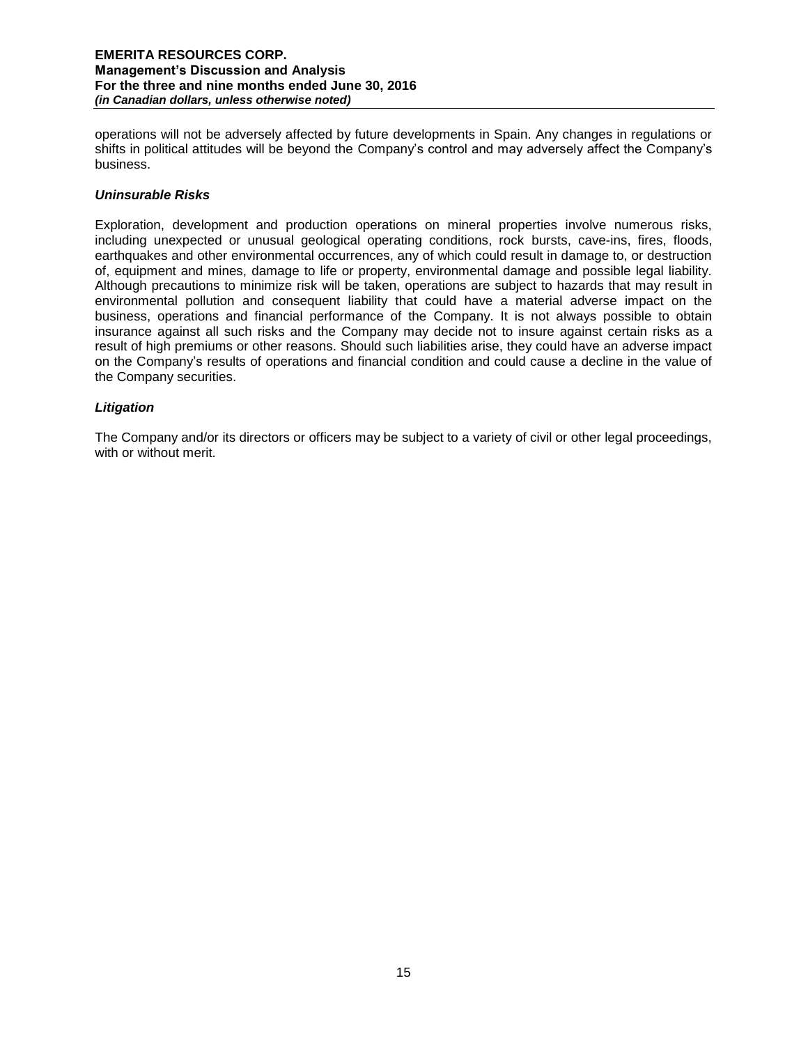operations will not be adversely affected by future developments in Spain. Any changes in regulations or shifts in political attitudes will be beyond the Company's control and may adversely affect the Company's business.

***Uninsurable Risks***

Exploration, development and production operations on mineral properties involve numerous risks, including unexpected or unusual geological operating conditions, rock bursts, cave-ins, fires, floods, earthquakes and other environmental occurrences, any of which could result in damage to, or destruction of, equipment and mines, damage to life or property, environmental damage and possible legal liability. Although precautions to minimize risk will be taken, operations are subject to hazards that may result in environmental pollution and consequent liability that could have a material adverse impact on the business, operations and financial performance of the Company. It is not always possible to obtain insurance against all such risks and the Company may decide not to insure against certain risks as a result of high premiums or other reasons. Should such liabilities arise, they could have an adverse impact on the Company's results of operations and financial condition and could cause a decline in the value of the Company securities.

***Litigation***

The Company and/or its directors or officers may be subject to a variety of civil or other legal proceedings, with or without merit.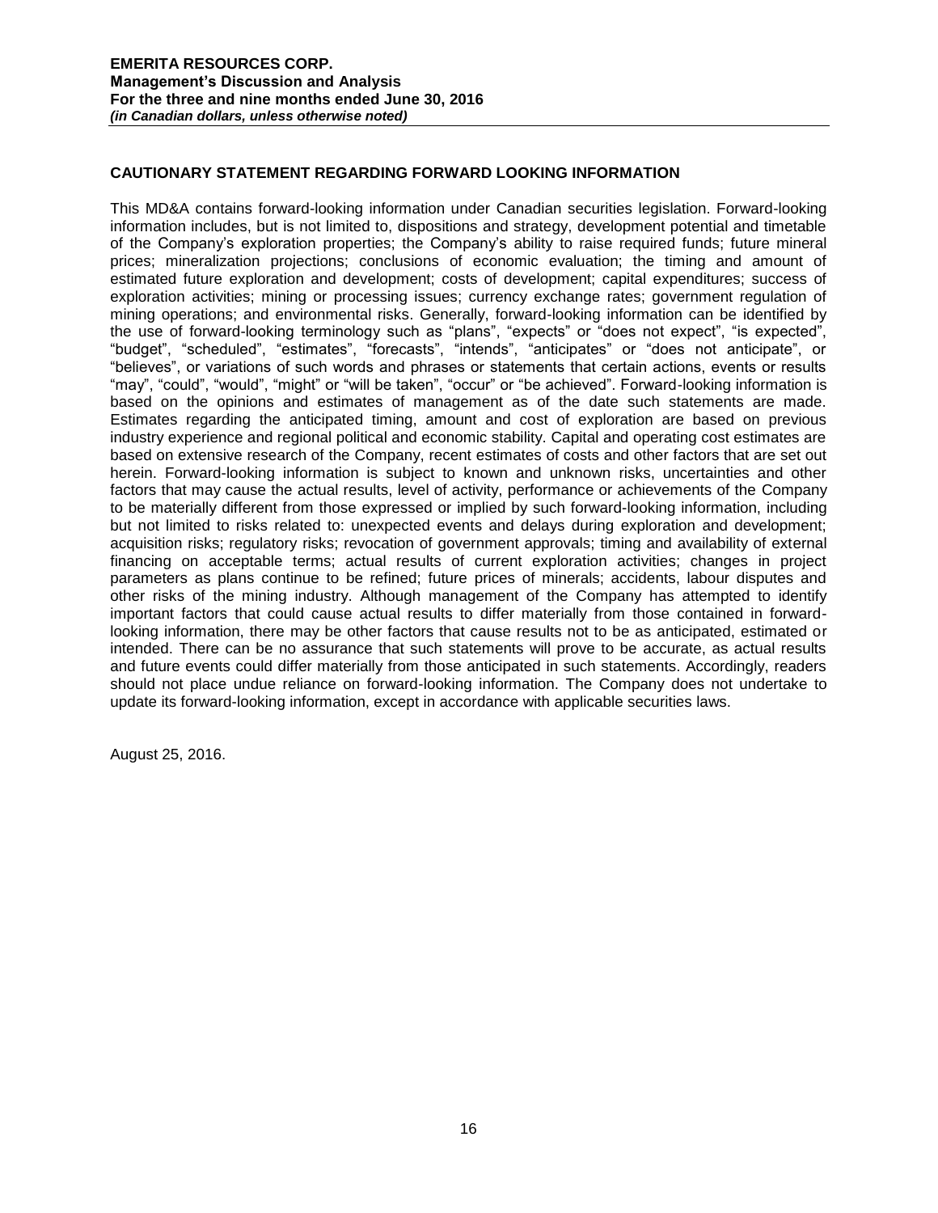## CAUTIONARY STATEMENT REGARDING FORWARD LOOKING INFORMATION

This MD&A contains forward-looking information under Canadian securities legislation. Forward-looking information includes, but is not limited to, dispositions and strategy, development potential and timetable of the Company's exploration properties; the Company's ability to raise required funds; future mineral prices; mineralization projections; conclusions of economic evaluation; the timing and amount of estimated future exploration and development; costs of development; capital expenditures; success of exploration activities; mining or processing issues; currency exchange rates; government regulation of mining operations; and environmental risks. Generally, forward-looking information can be identified by the use of forward-looking terminology such as "plans", "expects" or "does not expect", "is expected", "budget", "scheduled", "estimates", "forecasts", "intends", "anticipates" or "does not anticipate", or "believes", or variations of such words and phrases or statements that certain actions, events or results "may", "could", "would", "might" or "will be taken", "occur" or "be achieved". Forward-looking information is based on the opinions and estimates of management as of the date such statements are made. Estimates regarding the anticipated timing, amount and cost of exploration are based on previous industry experience and regional political and economic stability. Capital and operating cost estimates are based on extensive research of the Company, recent estimates of costs and other factors that are set out herein. Forward-looking information is subject to known and unknown risks, uncertainties and other factors that may cause the actual results, level of activity, performance or achievements of the Company to be materially different from those expressed or implied by such forward-looking information, including but not limited to risks related to: unexpected events and delays during exploration and development; acquisition risks; regulatory risks; revocation of government approvals; timing and availability of external financing on acceptable terms; actual results of current exploration activities; changes in project parameters as plans continue to be refined; future prices of minerals; accidents, labour disputes and other risks of the mining industry. Although management of the Company has attempted to identify important factors that could cause actual results to differ materially from those contained in forward-looking information, there may be other factors that cause results not to be as anticipated, estimated or intended. There can be no assurance that such statements will prove to be accurate, as actual results and future events could differ materially from those anticipated in such statements. Accordingly, readers should not place undue reliance on forward-looking information. The Company does not undertake to update its forward-looking information, except in accordance with applicable securities laws.

August 25, 2016.